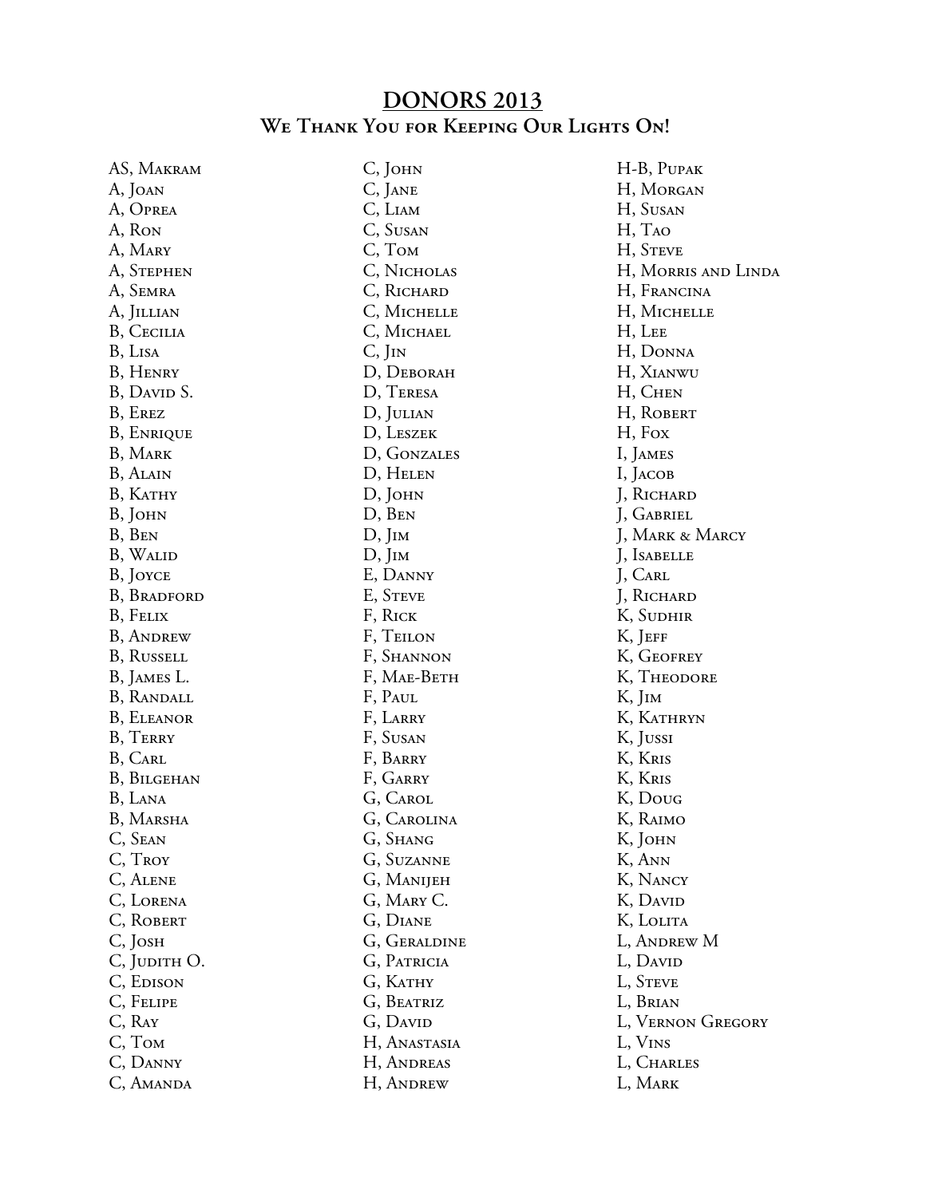# DONORS 2013

## We Thank You for Keeping Our Lights On!

AS, Makram
A, Joan
A, Oprea
A, Ron
A, Mary
A, Stephen
A, Semra
A, Jillian
B, Cecilia
B, Lisa
B, Henry
B, David S.
B, Erez
B, Enrique
B, Mark
B, Alain
B, Kathy
B, John
B, Ben
B, Walid
B, Joyce
B, Bradford
B, Felix
B, Andrew
B, Russell
B, James L.
B, Randall
B, Eleanor
B, Terry
B, Carl
B, Bilgehan
B, Lana
B, Marsha
C, Sean
C, Troy
C, Alene
C, Lorena
C, Robert
C, Josh
C, Judith O.
C, Edison
C, Felipe
C, Ray
C, Tom
C, Danny
C, Amanda
C, John
C, Jane
C, Liam
C, Susan
C, Tom
C, Nicholas
C, Richard
C, Michelle
C, Michael
C, Jin
D, Deborah
D, Teresa
D, Julian
D, Leszek
D, Gonzales
D, Helen
D, John
D, Ben
D, Jim
D, Jim
E, Danny
E, Steve
F, Rick
F, Teilon
F, Shannon
F, Mae-Beth
F, Paul
F, Larry
F, Susan
F, Barry
F, Garry
G, Carol
G, Carolina
G, Shang
G, Suzanne
G, Manijeh
G, Mary C.
G, Diane
G, Geraldine
G, Patricia
G, Kathy
G, Beatriz
G, David
H, Anastasia
H, Andreas
H, Andrew
H-B, Pupak
H, Morgan
H, Susan
H, Tao
H, Steve
H, Morris and Linda
H, Francina
H, Michelle
H, Lee
H, Donna
H, Xianwu
H, Chen
H, Robert
H, Fox
I, James
I, Jacob
J, Richard
J, Gabriel
J, Mark & Marcy
J, Isabelle
J, Carl
J, Richard
K, Sudhir
K, Jeff
K, Geofrey
K, Theodore
K, Jim
K, Kathryn
K, Jussi
K, Kris
K, Kris
K, Doug
K, Raimo
K, John
K, Ann
K, Nancy
K, David
K, Lolita
L, Andrew M
L, David
L, Steve
L, Brian
L, Vernon Gregory
L, Vins
L, Charles
L, Mark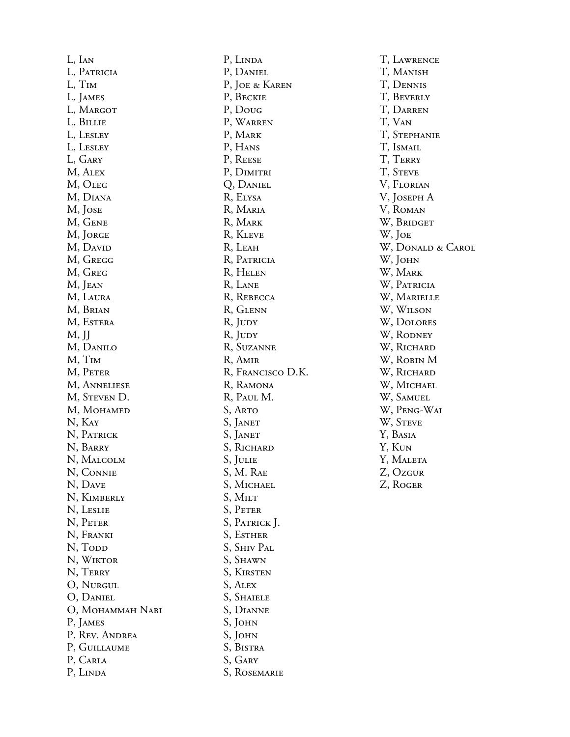L, Ian
L, Patricia
L, Tim
L, James
L, Margot
L, Billie
L, Lesley
L, Lesley
L, Gary
M, Alex
M, Oleg
M, Diana
M, Jose
M, Gene
M, Jorge
M, David
M, Gregg
M, Greg
M, Jean
M, Laura
M, Brian
M, Estera
M, JJ
M, Danilo
M, Tim
M, Peter
M, Anneliese
M, Steven D.
M, Mohamed
N, Kay
N, Patrick
N, Barry
N, Malcolm
N, Connie
N, Dave
N, Kimberly
N, Leslie
N, Peter
N, Franki
N, Todd
N, Wiktor
N, Terry
O, Nurgul
O, Daniel
O, Mohammah Nabi
P, James
P, Rev. Andrea
P, Guillaume
P, Carla
P, Linda
P, Linda
P, Daniel
P, Joe & Karen
P, Beckie
P, Doug
P, Warren
P, Mark
P, Hans
P, Reese
P, Dimitri
Q, Daniel
R, Elysa
R, Maria
R, Mark
R, Kleve
R, Leah
R, Patricia
R, Helen
R, Lane
R, Rebecca
R, Glenn
R, Judy
R, Judy
R, Suzanne
R, Amir
R, Francisco D.K.
R, Ramona
R, Paul M.
S, Arto
S, Janet
S, Janet
S, Richard
S, Julie
S, M. Rae
S, Michael
S, Milt
S, Peter
S, Patrick J.
S, Esther
S, Shiv Pal
S, Shawn
S, Kirsten
S, Alex
S, Shaiele
S, Dianne
S, John
S, John
S, Bistra
S, Gary
S, Rosemarie
T, Lawrence
T, Manish
T, Dennis
T, Beverly
T, Darren
T, Van
T, Stephanie
T, Ismail
T, Terry
T, Steve
V, Florian
V, Joseph A
V, Roman
W, Bridget
W, Joe
W, Donald & Carol
W, John
W, Mark
W, Patricia
W, Marielle
W, Wilson
W, Dolores
W, Rodney
W, Richard
W, Robin M
W, Richard
W, Michael
W, Samuel
W, Peng-Wai
W, Steve
Y, Basia
Y, Kun
Y, Maleta
Z, Ozgur
Z, Roger